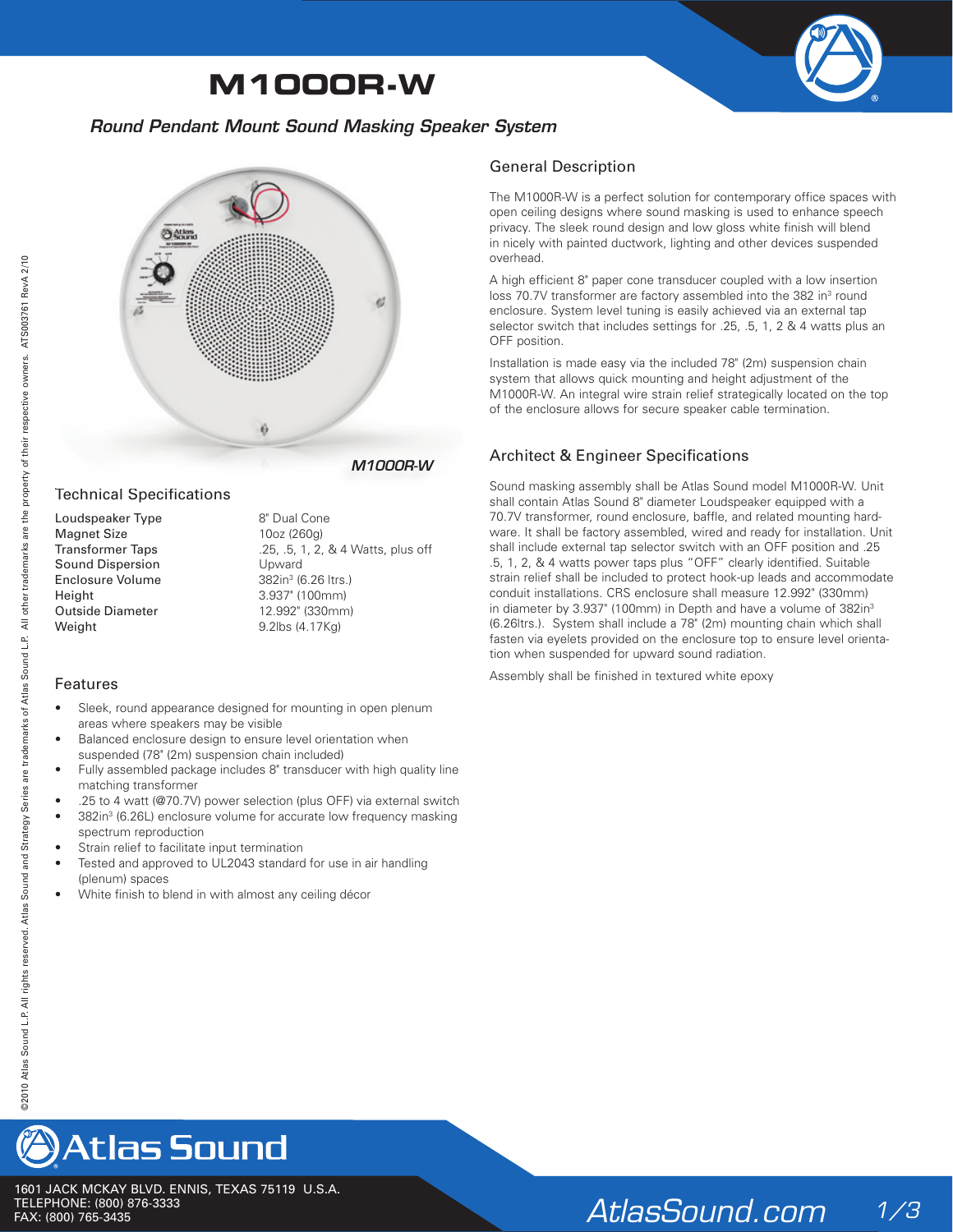# M1000R-W

***Round Pendant Mount Sound Masking Speaker System***

*M1000R-W*

## Technical Specifications

| | |
|---|---|
| Loudspeaker Type | 8" Dual Cone |
| Magnet Size | 10oz (260g) |
| Transformer Taps | .25, .5, 1, 2, & 4 Watts, plus off |
| Sound Dispersion | Upward |
| Enclosure Volume | 382in³ (6.26 ltrs.) |
| Height | 3.937" (100mm) |
| Outside Diameter | 12.992" (330mm) |
| Weight | 9.2lbs (4.17Kg) |

## Features

- Sleek, round appearance designed for mounting in open plenum areas where speakers may be visible
- Balanced enclosure design to ensure level orientation when suspended (78" (2m) suspension chain included)
- Fully assembled package includes 8" transducer with high quality line matching transformer
- .25 to 4 watt (@70.7V) power selection (plus OFF) via external switch
- 382in³ (6.26L) enclosure volume for accurate low frequency masking spectrum reproduction
- Strain relief to facilitate input termination
- Tested and approved to UL2043 standard for use in air handling (plenum) spaces
- White finish to blend in with almost any ceiling décor

## General Description

The M1000R-W is a perfect solution for contemporary office spaces with open ceiling designs where sound masking is used to enhance speech privacy. The sleek round design and low gloss white finish will blend in nicely with painted ductwork, lighting and other devices suspended overhead.

A high efficient 8" paper cone transducer coupled with a low insertion loss 70.7V transformer are factory assembled into the 382 in³ round enclosure. System level tuning is easily achieved via an external tap selector switch that includes settings for .25, .5, 1, 2 & 4 watts plus an OFF position.

Installation is made easy via the included 78" (2m) suspension chain system that allows quick mounting and height adjustment of the M1000R-W. An integral wire strain relief strategically located on the top of the enclosure allows for secure speaker cable termination.

## Architect & Engineer Specifications

Sound masking assembly shall be Atlas Sound model M1000R-W. Unit shall contain Atlas Sound 8" diameter Loudspeaker equipped with a 70.7V transformer, round enclosure, baffle, and related mounting hardware. It shall be factory assembled, wired and ready for installation. Unit shall include external tap selector switch with an OFF position and .25 .5, 1, 2, & 4 watts power taps plus "OFF" clearly identified. Suitable strain relief shall be included to protect hook-up leads and accommodate conduit installations. CRS enclosure shall measure 12.992" (330mm) in diameter by 3.937" (100mm) in Depth and have a volume of 382in³ (6.26ltrs.). System shall include a 78" (2m) mounting chain which shall fasten via eyelets provided on the enclosure top to ensure level orientation when suspended for upward sound radiation.

Assembly shall be finished in textured white epoxy

©2010 Atlas Sound L.P. All rights reserved. Atlas Sound and Strategy Series are trademarks of Atlas Sound L.P. All other trademarks are the property of their respective owners. ATS003761 RevA 2/10

Atlas Sound

1601 JACK MCKAY BLVD. ENNIS, TEXAS 75119 U.S.A.
TELEPHONE: (800) 876-3333
FAX: (800) 765-3435

AtlasSound.com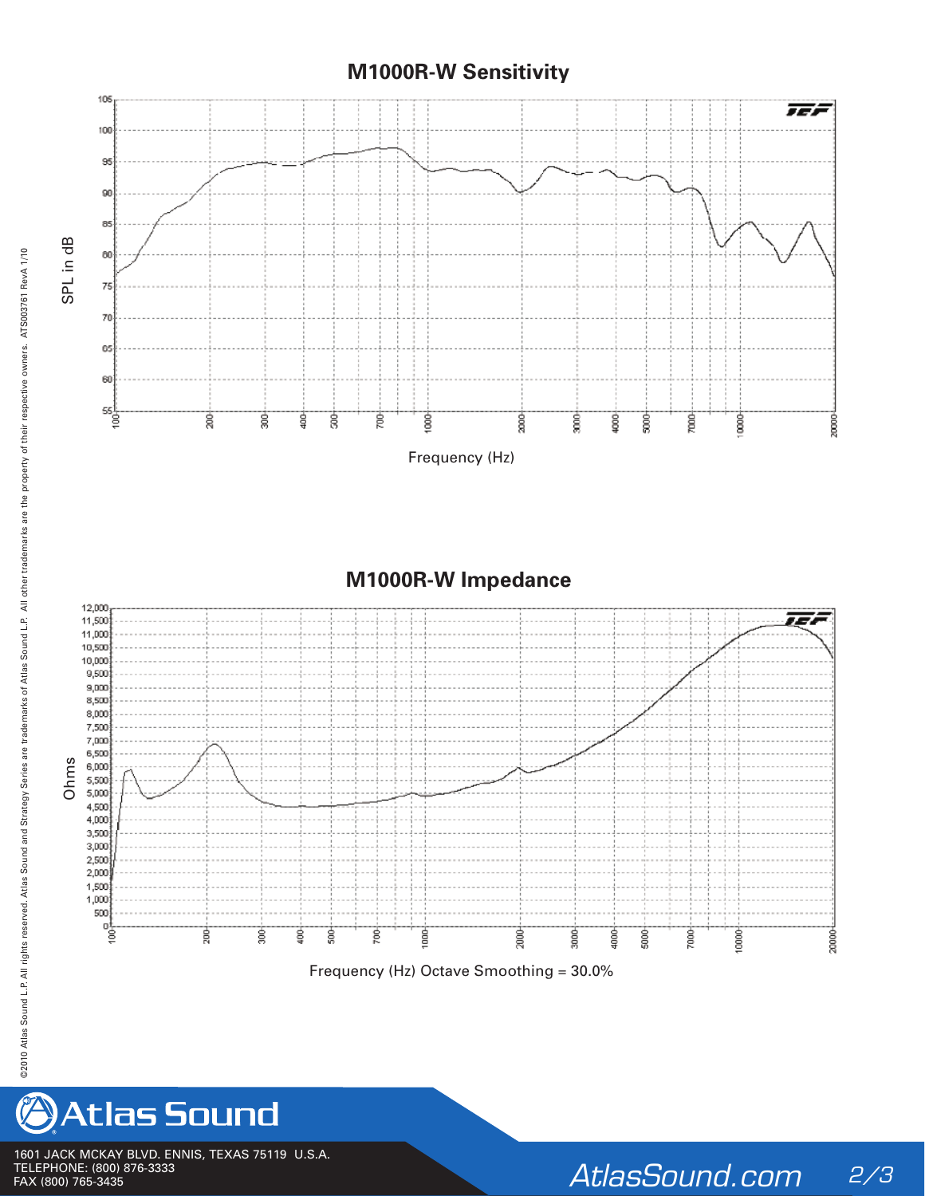## M1000R-W Sensitivity

SPL in dB

105, 100, 95, 90, 85, 80, 75, 70, 65, 60, 55

100, 200, 300, 400, 500, 700, 1000, 2000, 3000, 4000, 5000, 7000, 10000, 20000

Frequency (Hz)

## M1000R-W Impedance

Ohms

12,000, 11,500, 11,000, 10,500, 10,000, 9,500, 9,000, 8,500, 8,000, 7,500, 7,000, 6,500, 6,000, 5,500, 5,000, 4,500, 4,000, 3,500, 3,000, 2,500, 2,000, 1,500, 1,000, 500, 0

100, 200, 300, 400, 500, 700, 1000, 2000, 3000, 4000, 5000, 7000, 10000, 20000

Frequency (Hz) Octave Smoothing = 30.0%

©2010 Atlas Sound L.P. All rights reserved. Atlas Sound and Strategy Series are trademarks of Atlas Sound L.P. All other trademarks are the property of their respective owners. ATS003761 RevA 1/10

Atlas Sound

1601 JACK MCKAY BLVD. ENNIS, TEXAS 75119 U.S.A.
TELEPHONE: (800) 876-3333
FAX (800) 765-3435

AtlasSound.com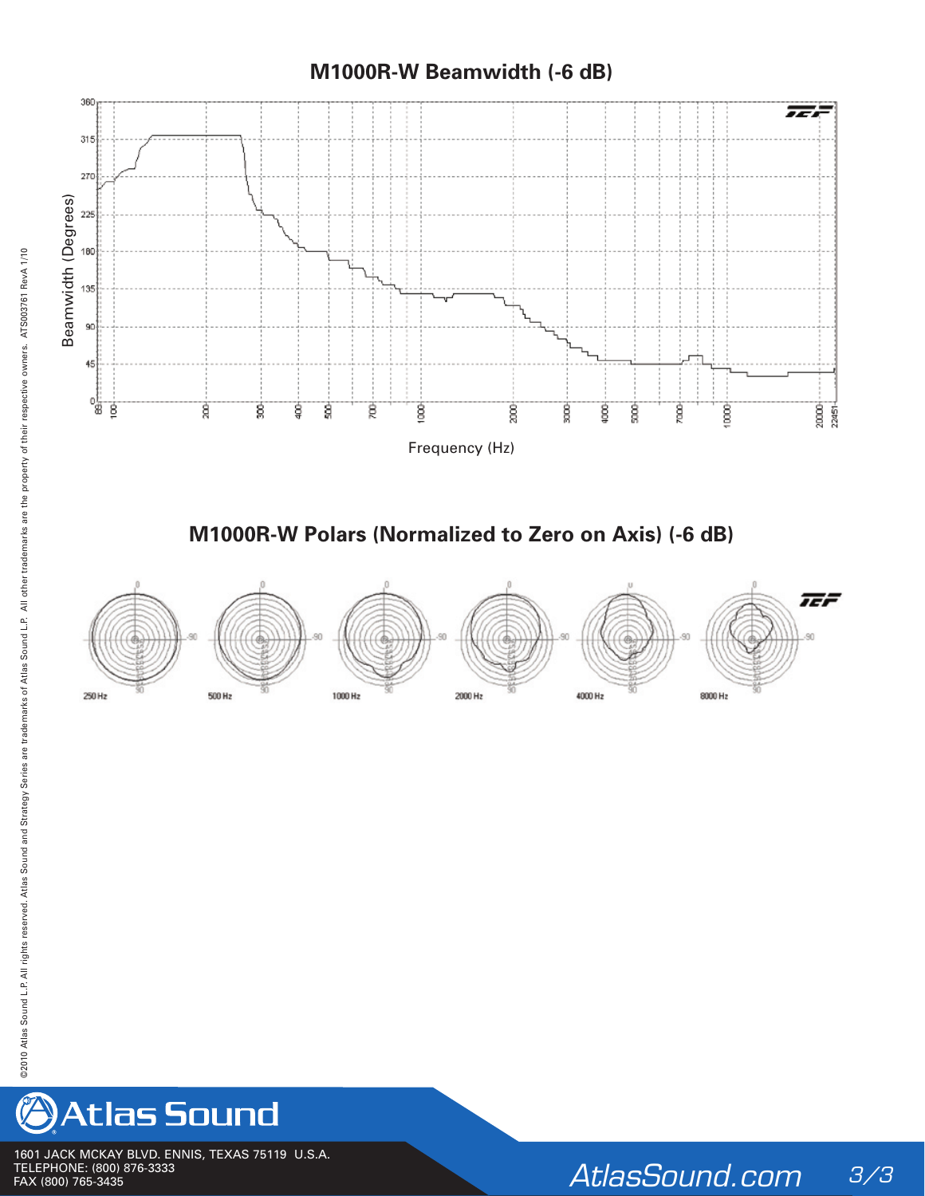## M1000R-W Beamwidth (-6 dB)

Beamwidth (Degrees)

360
315
270
225
180
135
90
45
0

88
100
200
300
400
500
700
1000
2000
3000
4000
5000
7000
10000
20000
22451

Frequency (Hz)

## M1000R-W Polars (Normalized to Zero on Axis) (-6 dB)

250 Hz

500 Hz

1000 Hz

2000 Hz

4000 Hz

8000 Hz

©2010 Atlas Sound L.P. All rights reserved. Atlas Sound and Strategy Series are trademarks of Atlas Sound L.P. All other trademarks are the property of their respective owners. ATS003761 RevA 1/10

Atlas Sound

1601 JACK MCKAY BLVD. ENNIS, TEXAS 75119 U.S.A.
TELEPHONE: (800) 876-3333
FAX (800) 765-3435

AtlasSound.com